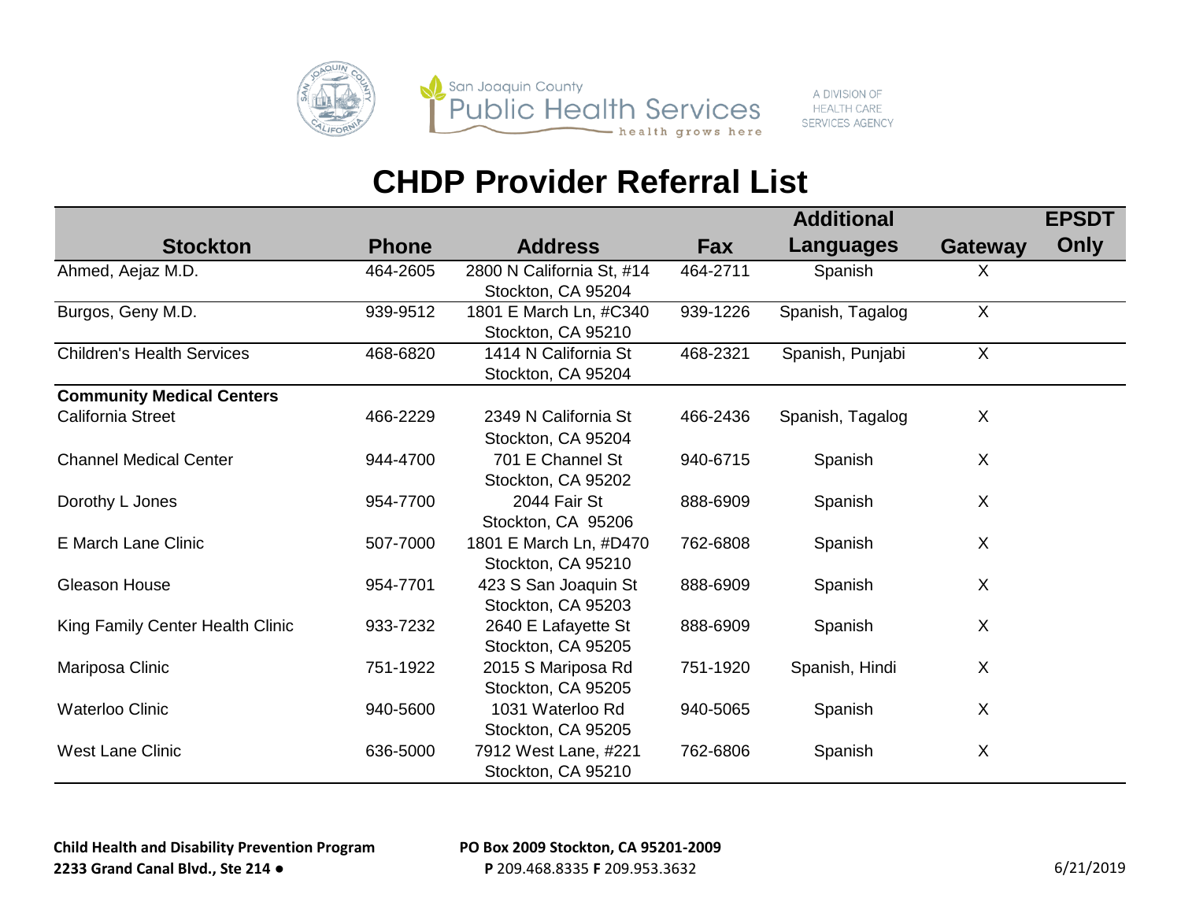San Joaquin County Public Health Services — health grows here

A DIVISION OF HEALTH CARE SERVICES AGENCY

# CHDP Provider Referral List

| Stockton | Phone | Address | Fax | Additional Languages | Gateway | EPSDT Only |
|---|---|---|---|---|---|---|
| Ahmed, Aejaz M.D. | 464-2605 | 2800 N California St, #14 Stockton, CA 95204 | 464-2711 | Spanish | X | |
| Burgos, Geny M.D. | 939-9512 | 1801 E March Ln, #C340 Stockton, CA 95210 | 939-1226 | Spanish, Tagalog | X | |
| Children's Health Services | 468-6820 | 1414 N California St Stockton, CA 95204 | 468-2321 | Spanish, Punjabi | X | |
| **Community Medical Centers** | | | | | | |
| California Street | 466-2229 | 2349 N California St Stockton, CA 95204 | 466-2436 | Spanish, Tagalog | X | |
| Channel Medical Center | 944-4700 | 701 E Channel St Stockton, CA 95202 | 940-6715 | Spanish | X | |
| Dorothy L Jones | 954-7700 | 2044 Fair St Stockton, CA 95206 | 888-6909 | Spanish | X | |
| E March Lane Clinic | 507-7000 | 1801 E March Ln, #D470 Stockton, CA 95210 | 762-6808 | Spanish | X | |
| Gleason House | 954-7701 | 423 S San Joaquin St Stockton, CA 95203 | 888-6909 | Spanish | X | |
| King Family Center Health Clinic | 933-7232 | 2640 E Lafayette St Stockton, CA 95205 | 888-6909 | Spanish | X | |
| Mariposa Clinic | 751-1922 | 2015 S Mariposa Rd Stockton, CA 95205 | 751-1920 | Spanish, Hindi | X | |
| Waterloo Clinic | 940-5600 | 1031 Waterloo Rd Stockton, CA 95205 | 940-5065 | Spanish | X | |
| West Lane Clinic | 636-5000 | 7912 West Lane, #221 Stockton, CA 95210 | 762-6806 | Spanish | X | |

**Child Health and Disability Prevention Program**
**2233 Grand Canal Blvd., Ste 214 ●** **PO Box 2009 Stockton, CA 95201-2009**
**P** 209.468.8335 **F** 209.953.3632

6/21/2019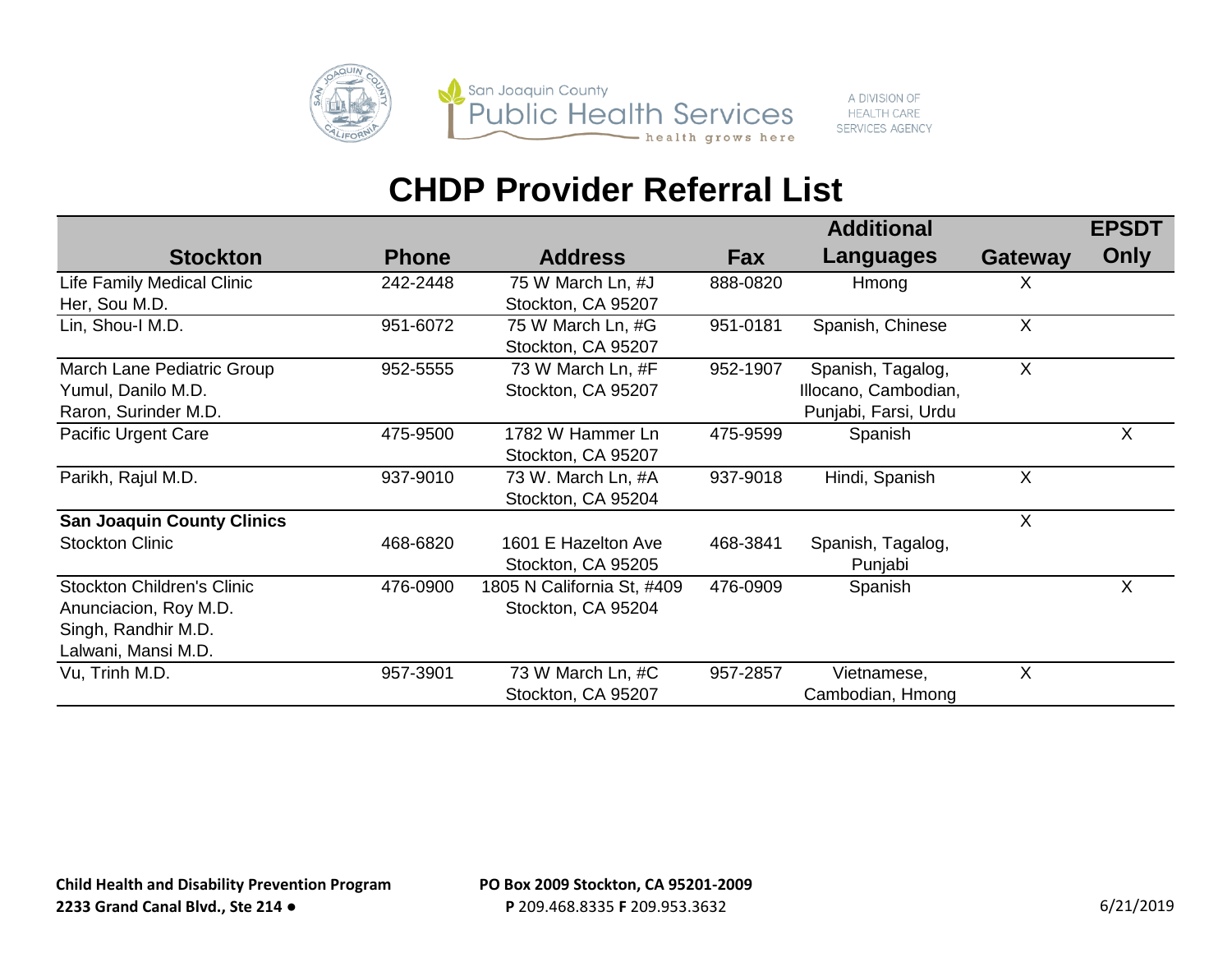San Joaquin County Public Health Services — health grows here

A DIVISION OF HEALTH CARE SERVICES AGENCY

# CHDP Provider Referral List

| Stockton | Phone | Address | Fax | Additional Languages | Gateway | EPSDT Only |
|---|---|---|---|---|---|---|
| Life Family Medical Clinic<br>Her, Sou M.D. | 242-2448 | 75 W March Ln, #J<br>Stockton, CA 95207 | 888-0820 | Hmong | X | |
| Lin, Shou-I M.D. | 951-6072 | 75 W March Ln, #G<br>Stockton, CA 95207 | 951-0181 | Spanish, Chinese | X | |
| March Lane Pediatric Group<br>Yumul, Danilo M.D.<br>Raron, Surinder M.D. | 952-5555 | 73 W March Ln, #F<br>Stockton, CA 95207 | 952-1907 | Spanish, Tagalog, Illocano, Cambodian, Punjabi, Farsi, Urdu | X | |
| Pacific Urgent Care | 475-9500 | 1782 W Hammer Ln<br>Stockton, CA 95207 | 475-9599 | Spanish | | X |
| Parikh, Rajul M.D. | 937-9010 | 73 W. March Ln, #A<br>Stockton, CA 95204 | 937-9018 | Hindi, Spanish | X | |
| **San Joaquin County Clinics**<br>Stockton Clinic | 468-6820 | 1601 E Hazelton Ave<br>Stockton, CA 95205 | 468-3841 | Spanish, Tagalog, Punjabi | X | |
| Stockton Children's Clinic<br>Anunciacion, Roy M.D.<br>Singh, Randhir M.D.<br>Lalwani, Mansi M.D. | 476-0900 | 1805 N California St, #409<br>Stockton, CA 95204 | 476-0909 | Spanish | | X |
| Vu, Trinh M.D. | 957-3901 | 73 W March Ln, #C<br>Stockton, CA 95207 | 957-2857 | Vietnamese, Cambodian, Hmong | X | |

**Child Health and Disability Prevention Program**
**2233 Grand Canal Blvd., Ste 214 ●** **PO Box 2009 Stockton, CA 95201-2009**
**P** 209.468.8335 **F** 209.953.3632

6/21/2019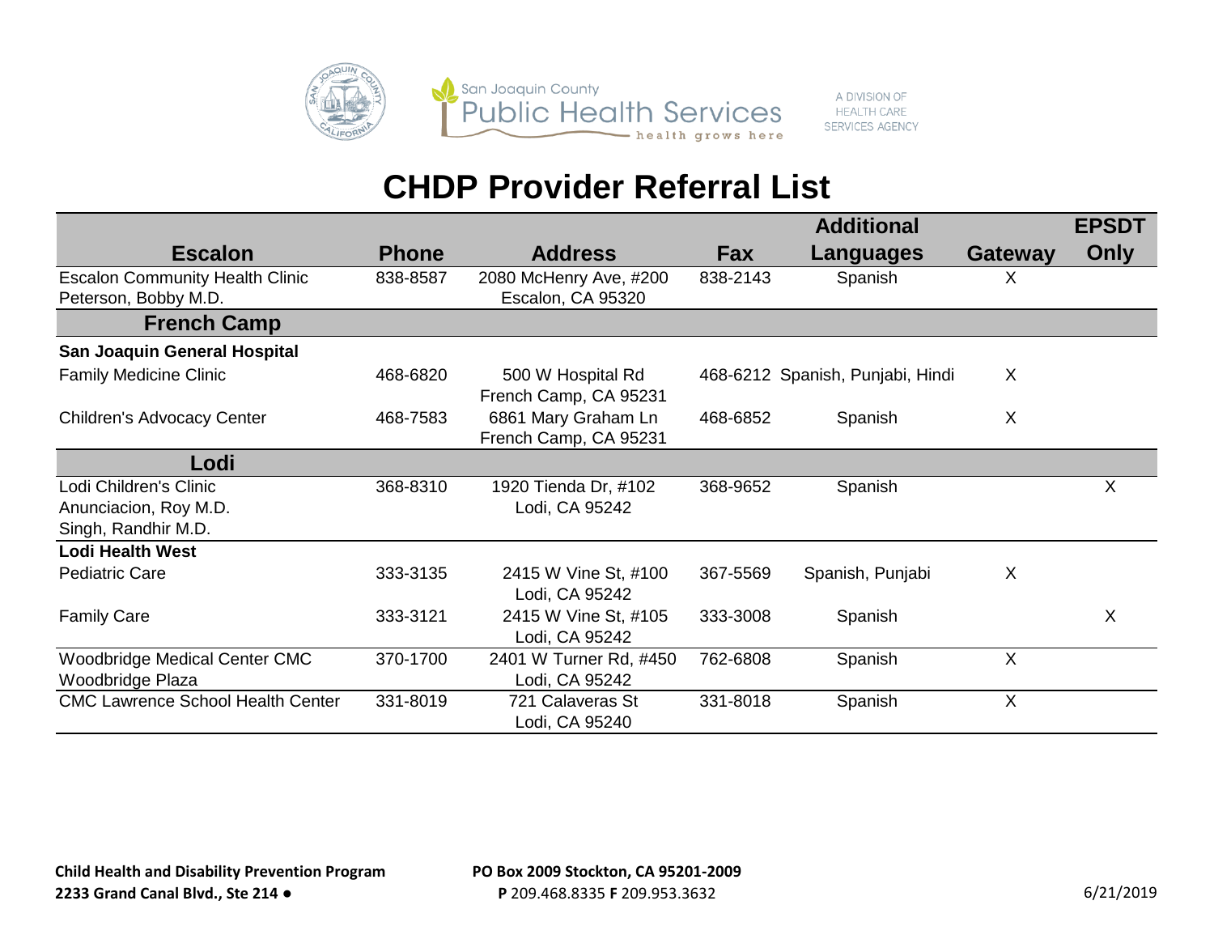San Joaquin County Public Health Services — health grows here

A DIVISION OF HEALTH CARE SERVICES AGENCY

# CHDP Provider Referral List

| Escalon | Phone | Address | Fax | Additional Languages | Gateway | EPSDT Only |
|---|---|---|---|---|---|---|
| Escalon Community Health Clinic<br>Peterson, Bobby M.D. | 838-8587 | 2080 McHenry Ave, #200<br>Escalon, CA 95320 | 838-2143 | Spanish | X | |
| **French Camp** | | | | | | |
| **San Joaquin General Hospital** | | | | | | |
| Family Medicine Clinic | 468-6820 | 500 W Hospital Rd<br>French Camp, CA 95231 | 468-6212 | Spanish, Punjabi, Hindi | X | |
| Children's Advocacy Center | 468-7583 | 6861 Mary Graham Ln<br>French Camp, CA 95231 | 468-6852 | Spanish | X | |
| **Lodi** | | | | | | |
| Lodi Children's Clinic<br>Anunciacion, Roy M.D.<br>Singh, Randhir M.D. | 368-8310 | 1920 Tienda Dr, #102<br>Lodi, CA 95242 | 368-9652 | Spanish | | X |
| **Lodi Health West** | | | | | | |
| Pediatric Care | 333-3135 | 2415 W Vine St, #100<br>Lodi, CA 95242 | 367-5569 | Spanish, Punjabi | X | |
| Family Care | 333-3121 | 2415 W Vine St, #105<br>Lodi, CA 95242 | 333-3008 | Spanish | | X |
| Woodbridge Medical Center CMC<br>Woodbridge Plaza | 370-1700 | 2401 W Turner Rd, #450<br>Lodi, CA 95242 | 762-6808 | Spanish | X | |
| CMC Lawrence School Health Center | 331-8019 | 721 Calaveras St<br>Lodi, CA 95240 | 331-8018 | Spanish | X | |

**Child Health and Disability Prevention Program**
**2233 Grand Canal Blvd., Ste 214 ● PO Box 2009 Stockton, CA 95201-2009**
**P** 209.468.8335 **F** 209.953.3632

6/21/2019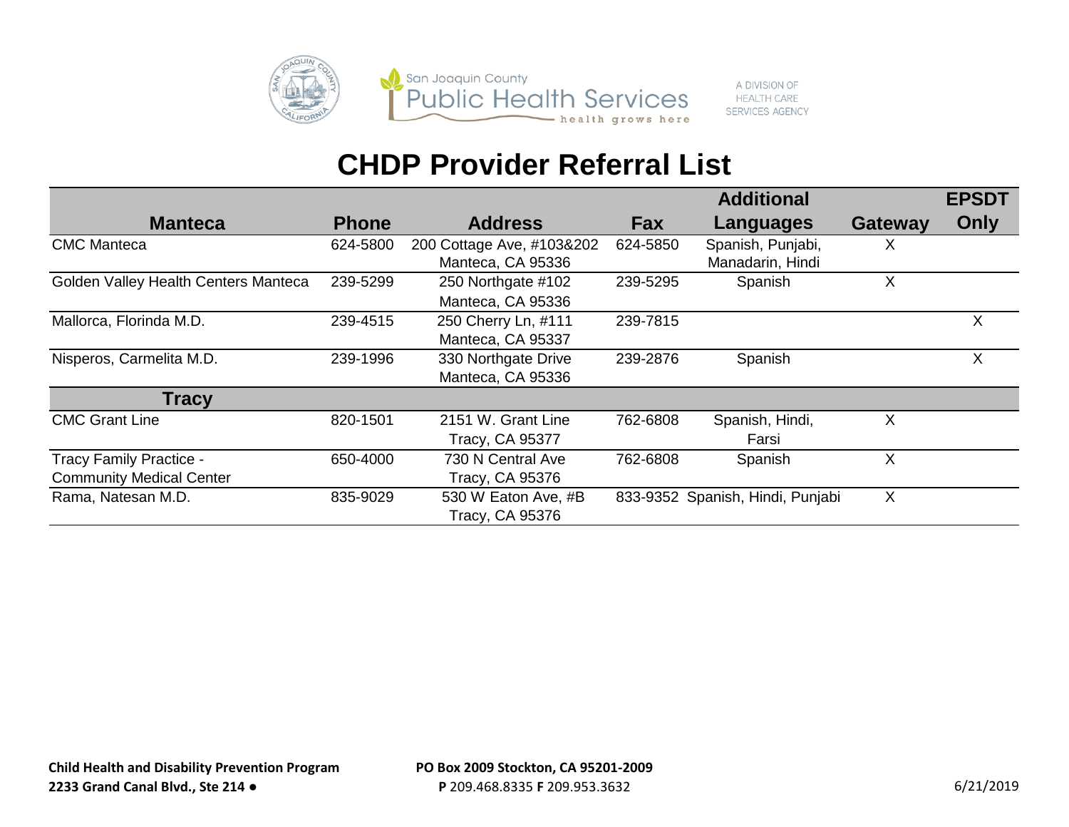San Joaquin County Public Health Services — health grows here

A DIVISION OF HEALTH CARE SERVICES AGENCY

# CHDP Provider Referral List

| Manteca | Phone | Address | Fax | Additional Languages | Gateway | EPSDT Only |
| --- | --- | --- | --- | --- | --- | --- |
| CMC Manteca | 624-5800 | 200 Cottage Ave, #103&202 Manteca, CA 95336 | 624-5850 | Spanish, Punjabi, Manadarin, Hindi | X | |
| Golden Valley Health Centers Manteca | 239-5299 | 250 Northgate #102 Manteca, CA 95336 | 239-5295 | Spanish | X | |
| Mallorca, Florinda M.D. | 239-4515 | 250 Cherry Ln, #111 Manteca, CA 95337 | 239-7815 | | | X |
| Nisperos, Carmelita M.D. | 239-1996 | 330 Northgate Drive Manteca, CA 95336 | 239-2876 | Spanish | | X |
| **Tracy** | | | | | | |
| CMC Grant Line | 820-1501 | 2151 W. Grant Line Tracy, CA 95377 | 762-6808 | Spanish, Hindi, Farsi | X | |
| Tracy Family Practice - Community Medical Center | 650-4000 | 730 N Central Ave Tracy, CA 95376 | 762-6808 | Spanish | X | |
| Rama, Natesan M.D. | 835-9029 | 530 W Eaton Ave, #B Tracy, CA 95376 | 833-9352 | Spanish, Hindi, Punjabi | X | |

**Child Health and Disability Prevention Program**
**2233 Grand Canal Blvd., Ste 214 ●** **PO Box 2009 Stockton, CA 95201-2009**
**P** 209.468.8335 **F** 209.953.3632

6/21/2019